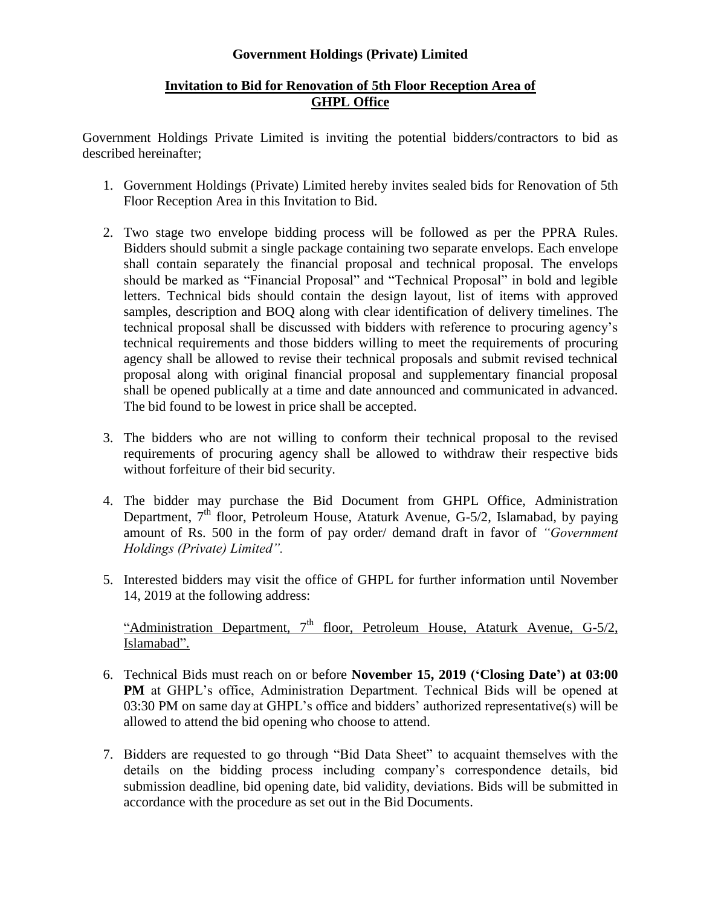**Government Holdings (Private) Limited**

**Invitation to Bid for Renovation of 5th Floor Reception Area of GHPL Office**

Government Holdings Private Limited is inviting the potential bidders/contractors to bid as described hereinafter;

1. Government Holdings (Private) Limited hereby invites sealed bids for Renovation of 5th Floor Reception Area in this Invitation to Bid.

2. Two stage two envelope bidding process will be followed as per the PPRA Rules. Bidders should submit a single package containing two separate envelops. Each envelope shall contain separately the financial proposal and technical proposal. The envelops should be marked as "Financial Proposal" and "Technical Proposal" in bold and legible letters. Technical bids should contain the design layout, list of items with approved samples, description and BOQ along with clear identification of delivery timelines. The technical proposal shall be discussed with bidders with reference to procuring agency's technical requirements and those bidders willing to meet the requirements of procuring agency shall be allowed to revise their technical proposals and submit revised technical proposal along with original financial proposal and supplementary financial proposal shall be opened publically at a time and date announced and communicated in advanced. The bid found to be lowest in price shall be accepted.

3. The bidders who are not willing to conform their technical proposal to the revised requirements of procuring agency shall be allowed to withdraw their respective bids without forfeiture of their bid security.

4. The bidder may purchase the Bid Document from GHPL Office, Administration Department, 7th floor, Petroleum House, Ataturk Avenue, G-5/2, Islamabad, by paying amount of Rs. 500 in the form of pay order/ demand draft in favor of *"Government Holdings (Private) Limited"*.

5. Interested bidders may visit the office of GHPL for further information until November 14, 2019 at the following address:

   "Administration Department, 7th floor, Petroleum House, Ataturk Avenue, G-5/2, Islamabad".

6. Technical Bids must reach on or before **November 15, 2019 ('Closing Date') at 03:00 PM** at GHPL's office, Administration Department. Technical Bids will be opened at 03:30 PM on same day at GHPL's office and bidders' authorized representative(s) will be allowed to attend the bid opening who choose to attend.

7. Bidders are requested to go through "Bid Data Sheet" to acquaint themselves with the details on the bidding process including company's correspondence details, bid submission deadline, bid opening date, bid validity, deviations. Bids will be submitted in accordance with the procedure as set out in the Bid Documents.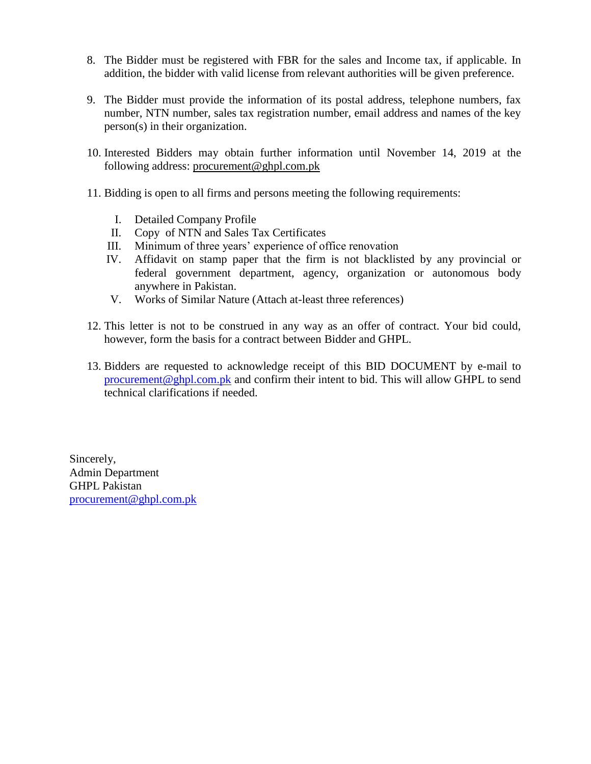8. The Bidder must be registered with FBR for the sales and Income tax, if applicable. In addition, the bidder with valid license from relevant authorities will be given preference.

9. The Bidder must provide the information of its postal address, telephone numbers, fax number, NTN number, sales tax registration number, email address and names of the key person(s) in their organization.

10. Interested Bidders may obtain further information until November 14, 2019 at the following address: procurement@ghpl.com.pk

11. Bidding is open to all firms and persons meeting the following requirements:

    I. Detailed Company Profile
    II. Copy of NTN and Sales Tax Certificates
    III. Minimum of three years' experience of office renovation
    IV. Affidavit on stamp paper that the firm is not blacklisted by any provincial or federal government department, agency, organization or autonomous body anywhere in Pakistan.
    V. Works of Similar Nature (Attach at-least three references)

12. This letter is not to be construed in any way as an offer of contract. Your bid could, however, form the basis for a contract between Bidder and GHPL.

13. Bidders are requested to acknowledge receipt of this BID DOCUMENT by e-mail to procurement@ghpl.com.pk and confirm their intent to bid. This will allow GHPL to send technical clarifications if needed.

Sincerely,
Admin Department
GHPL Pakistan
procurement@ghpl.com.pk